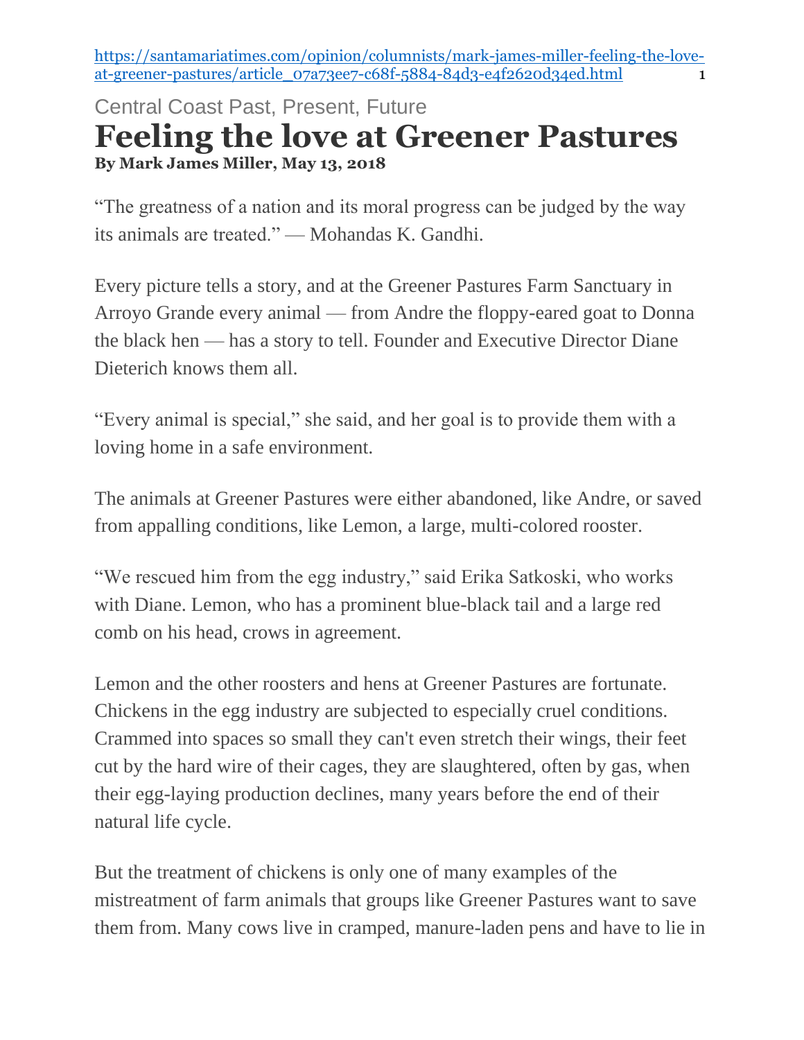https://santamariatimes.com/opinion/columnists/mark-james-miller-feeling-the-love-at-greener-pastures/article_07a73ee7-c68f-5884-84d3-e4f2620d34ed.html

Central Coast Past, Present, Future

# Feeling the love at Greener Pastures

**By Mark James Miller, May 13, 2018**

“The greatness of a nation and its moral progress can be judged by the way its animals are treated.” — Mohandas K. Gandhi.

Every picture tells a story, and at the Greener Pastures Farm Sanctuary in Arroyo Grande every animal — from Andre the floppy-eared goat to Donna the black hen — has a story to tell. Founder and Executive Director Diane Dieterich knows them all.

“Every animal is special,” she said, and her goal is to provide them with a loving home in a safe environment.

The animals at Greener Pastures were either abandoned, like Andre, or saved from appalling conditions, like Lemon, a large, multi-colored rooster.

“We rescued him from the egg industry,” said Erika Satkoski, who works with Diane. Lemon, who has a prominent blue-black tail and a large red comb on his head, crows in agreement.

Lemon and the other roosters and hens at Greener Pastures are fortunate. Chickens in the egg industry are subjected to especially cruel conditions. Crammed into spaces so small they can't even stretch their wings, their feet cut by the hard wire of their cages, they are slaughtered, often by gas, when their egg-laying production declines, many years before the end of their natural life cycle.

But the treatment of chickens is only one of many examples of the mistreatment of farm animals that groups like Greener Pastures want to save them from. Many cows live in cramped, manure-laden pens and have to lie in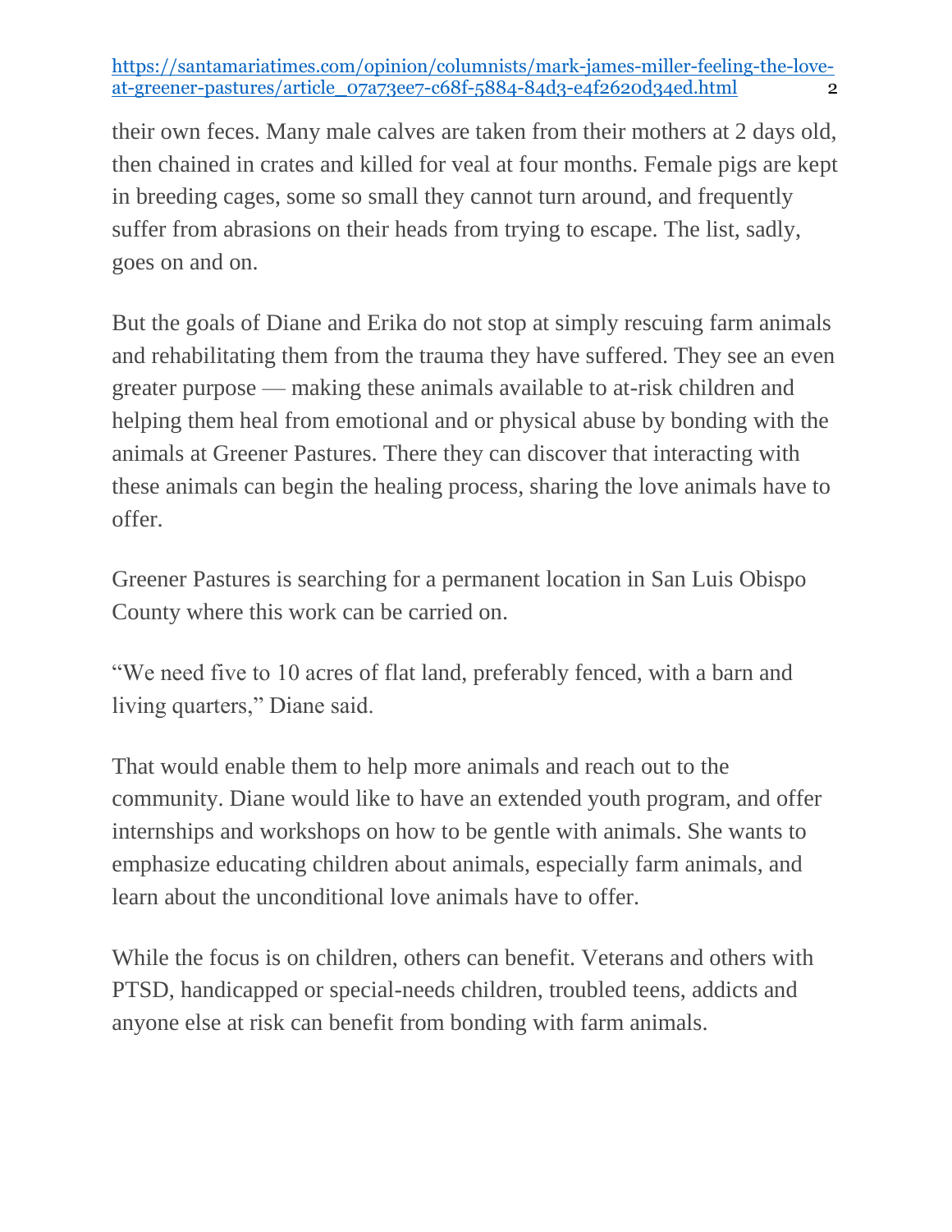their own feces. Many male calves are taken from their mothers at 2 days old, then chained in crates and killed for veal at four months. Female pigs are kept in breeding cages, some so small they cannot turn around, and frequently suffer from abrasions on their heads from trying to escape. The list, sadly, goes on and on.

But the goals of Diane and Erika do not stop at simply rescuing farm animals and rehabilitating them from the trauma they have suffered. They see an even greater purpose — making these animals available to at-risk children and helping them heal from emotional and or physical abuse by bonding with the animals at Greener Pastures. There they can discover that interacting with these animals can begin the healing process, sharing the love animals have to offer.

Greener Pastures is searching for a permanent location in San Luis Obispo County where this work can be carried on.

"We need five to 10 acres of flat land, preferably fenced, with a barn and living quarters," Diane said.

That would enable them to help more animals and reach out to the community. Diane would like to have an extended youth program, and offer internships and workshops on how to be gentle with animals. She wants to emphasize educating children about animals, especially farm animals, and learn about the unconditional love animals have to offer.

While the focus is on children, others can benefit. Veterans and others with PTSD, handicapped or special-needs children, troubled teens, addicts and anyone else at risk can benefit from bonding with farm animals.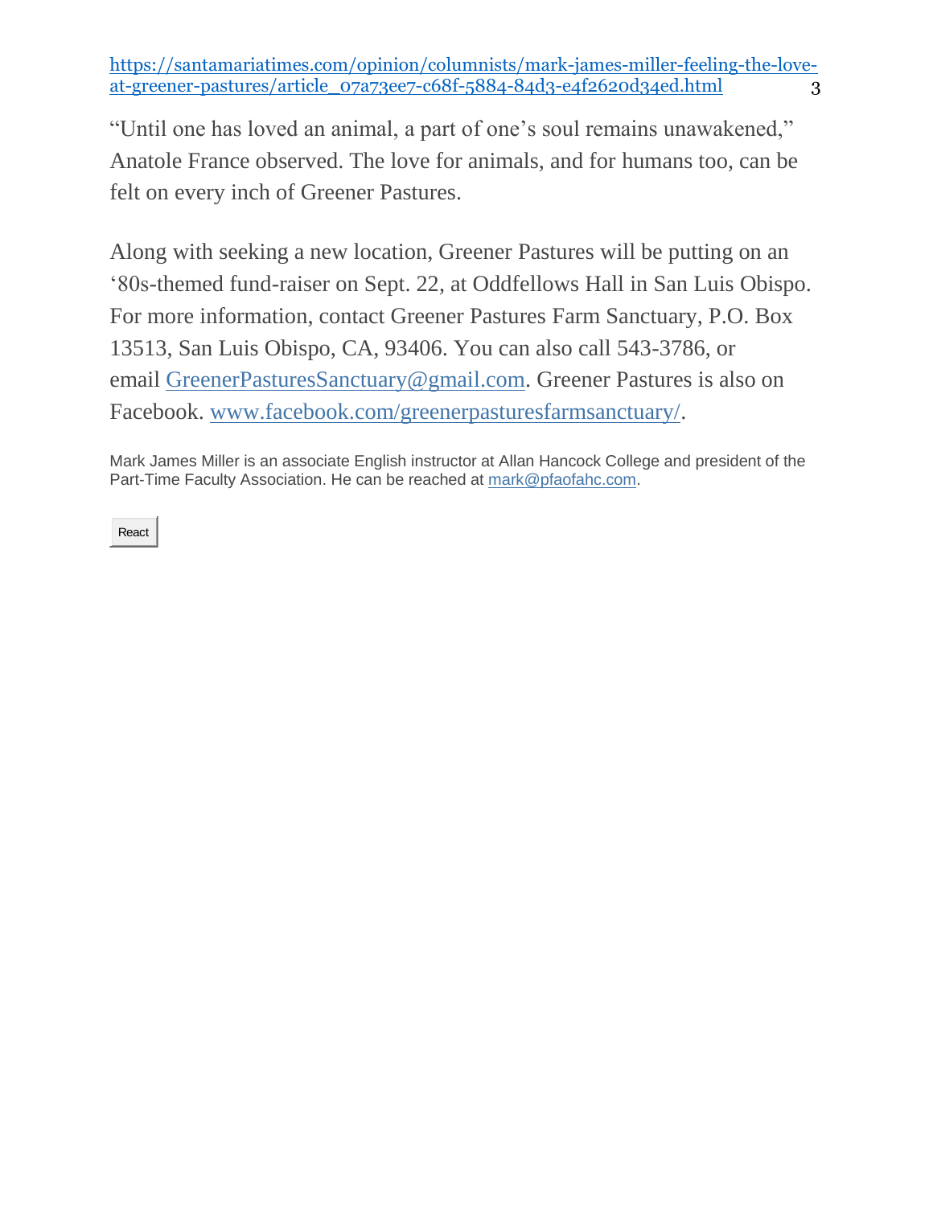“Until one has loved an animal, a part of one’s soul remains unawakened,” Anatole France observed. The love for animals, and for humans too, can be felt on every inch of Greener Pastures.

Along with seeking a new location, Greener Pastures will be putting on an ‘80s-themed fund-raiser on Sept. 22, at Oddfellows Hall in San Luis Obispo. For more information, contact Greener Pastures Farm Sanctuary, P.O. Box 13513, San Luis Obispo, CA, 93406. You can also call 543-3786, or email GreenerPasturesSanctuary@gmail.com. Greener Pastures is also on Facebook. www.facebook.com/greenerpasturesfarmsanctuary/.

Mark James Miller is an associate English instructor at Allan Hancock College and president of the Part-Time Faculty Association. He can be reached at mark@pfaofahc.com.

React